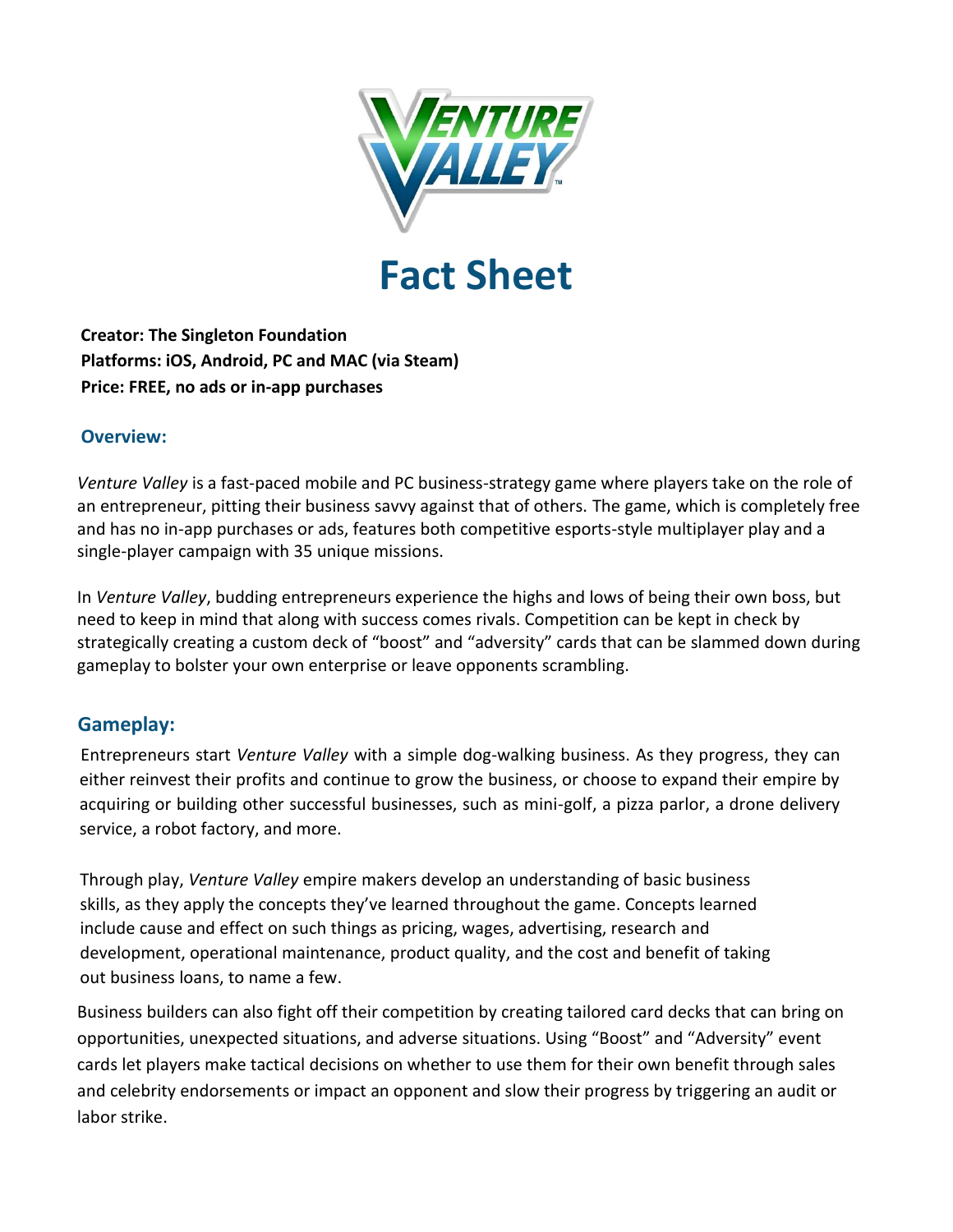# Fact Sheet

**Creator: The Singleton Foundation**
**Platforms: iOS, Android, PC and MAC (via Steam)**
**Price: FREE, no ads or in-app purchases**

## Overview:

*Venture Valley* is a fast-paced mobile and PC business-strategy game where players take on the role of an entrepreneur, pitting their business savvy against that of others. The game, which is completely free and has no in-app purchases or ads, features both competitive esports-style multiplayer play and a single-player campaign with 35 unique missions.

In *Venture Valley*, budding entrepreneurs experience the highs and lows of being their own boss, but need to keep in mind that along with success comes rivals. Competition can be kept in check by strategically creating a custom deck of "boost" and "adversity" cards that can be slammed down during gameplay to bolster your own enterprise or leave opponents scrambling.

## Gameplay:

Entrepreneurs start *Venture Valley* with a simple dog-walking business. As they progress, they can either reinvest their profits and continue to grow the business, or choose to expand their empire by acquiring or building other successful businesses, such as mini-golf, a pizza parlor, a drone delivery service, a robot factory, and more.

Through play, *Venture Valley* empire makers develop an understanding of basic business skills, as they apply the concepts they've learned throughout the game. Concepts learned include cause and effect on such things as pricing, wages, advertising, research and development, operational maintenance, product quality, and the cost and benefit of taking out business loans, to name a few.

Business builders can also fight off their competition by creating tailored card decks that can bring on opportunities, unexpected situations, and adverse situations. Using "Boost" and "Adversity" event cards let players make tactical decisions on whether to use them for their own benefit through sales and celebrity endorsements or impact an opponent and slow their progress by triggering an audit or labor strike.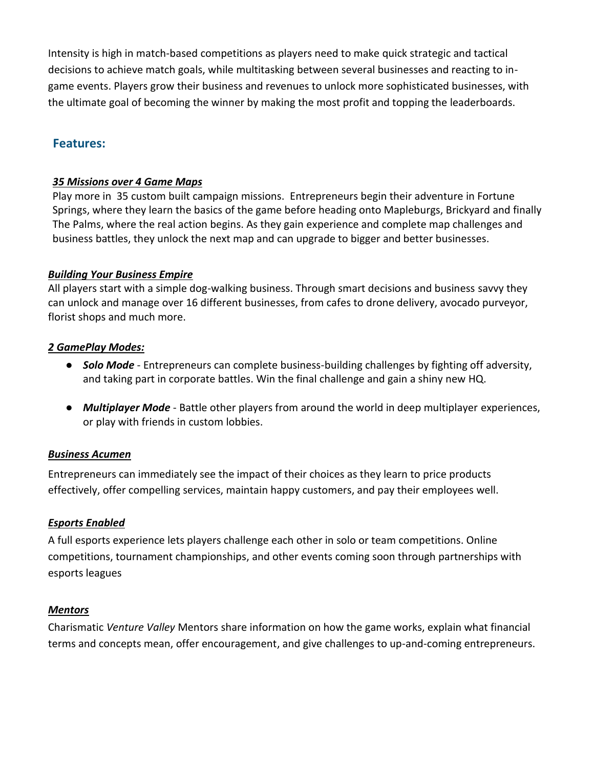Intensity is high in match-based competitions as players need to make quick strategic and tactical decisions to achieve match goals, while multitasking between several businesses and reacting to in-game events. Players grow their business and revenues to unlock more sophisticated businesses, with the ultimate goal of becoming the winner by making the most profit and topping the leaderboards.

## Features:

***35 Missions over 4 Game Maps***

Play more in 35 custom built campaign missions. Entrepreneurs begin their adventure in Fortune Springs, where they learn the basics of the game before heading onto Mapleburgs, Brickyard and finally The Palms, where the real action begins. As they gain experience and complete map challenges and business battles, they unlock the next map and can upgrade to bigger and better businesses.

***Building Your Business Empire***

All players start with a simple dog-walking business. Through smart decisions and business savvy they can unlock and manage over 16 different businesses, from cafes to drone delivery, avocado purveyor, florist shops and much more.

***2 GamePlay Modes:***

- ***Solo Mode*** - Entrepreneurs can complete business-building challenges by fighting off adversity, and taking part in corporate battles. Win the final challenge and gain a shiny new HQ.
- ***Multiplayer Mode*** - Battle other players from around the world in deep multiplayer experiences, or play with friends in custom lobbies.

***Business Acumen***

Entrepreneurs can immediately see the impact of their choices as they learn to price products effectively, offer compelling services, maintain happy customers, and pay their employees well.

***Esports Enabled***

A full esports experience lets players challenge each other in solo or team competitions. Online competitions, tournament championships, and other events coming soon through partnerships with esports leagues

***Mentors***

Charismatic *Venture Valley* Mentors share information on how the game works, explain what financial terms and concepts mean, offer encouragement, and give challenges to up-and-coming entrepreneurs.